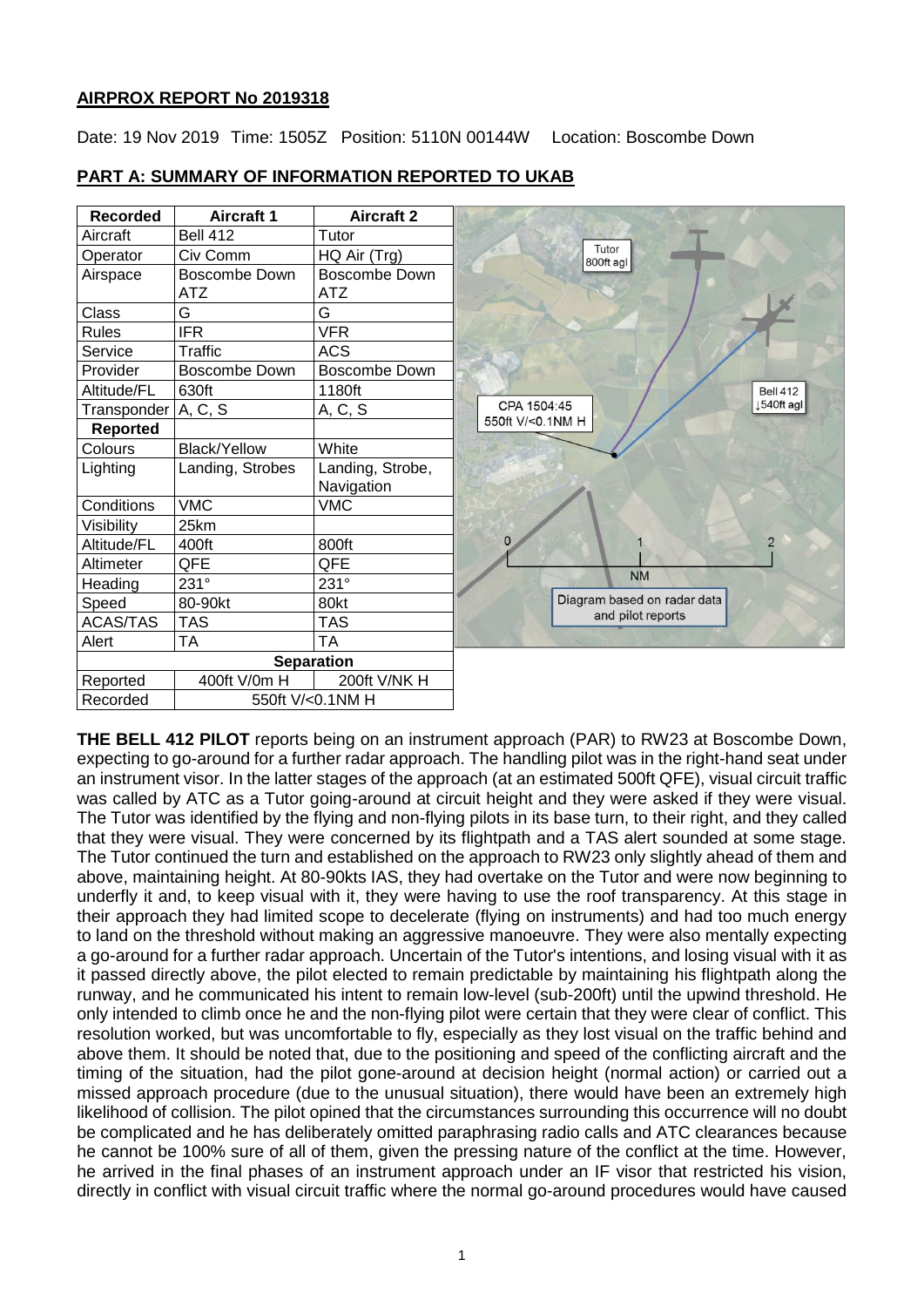## AIRPROX REPORT No 2019318

Date: 19 Nov 2019 Time: 1505Z Position: 5110N 00144W Location: Boscombe Down

## PART A: SUMMARY OF INFORMATION REPORTED TO UKAB

| Recorded | Aircraft 1 | Aircraft 2 |
|---|---|---|
| Aircraft | Bell 412 | Tutor |
| Operator | Civ Comm | HQ Air (Trg) |
| Airspace | Boscombe Down ATZ | Boscombe Down ATZ |
| Class | G | G |
| Rules | IFR | VFR |
| Service | Traffic | ACS |
| Provider | Boscombe Down | Boscombe Down |
| Altitude/FL | 630ft | 1180ft |
| Transponder | A, C, S | A, C, S |
| **Reported** | | |
| Colours | Black/Yellow | White |
| Lighting | Landing, Strobes | Landing, Strobe, Navigation |
| Conditions | VMC | VMC |
| Visibility | 25km | |
| Altitude/FL | 400ft | 800ft |
| Altimeter | QFE | QFE |
| Heading | 231° | 231° |
| Speed | 80-90kt | 80kt |
| ACAS/TAS | TAS | TAS |
| Alert | TA | TA |
| **Separation** | | |
| Reported | 400ft V/0m H | 200ft V/NK H |
| Recorded | 550ft V/<0.1NM H | |

Tutor 800ft agl

Bell 412 ↓540ft agl

CPA 1504:45 550ft V/<0.1NM H

Diagram based on radar data and pilot reports

**THE BELL 412 PILOT** reports being on an instrument approach (PAR) to RW23 at Boscombe Down, expecting to go-around for a further radar approach. The handling pilot was in the right-hand seat under an instrument visor. In the latter stages of the approach (at an estimated 500ft QFE), visual circuit traffic was called by ATC as a Tutor going-around at circuit height and they were asked if they were visual. The Tutor was identified by the flying and non-flying pilots in its base turn, to their right, and they called that they were visual. They were concerned by its flightpath and a TAS alert sounded at some stage. The Tutor continued the turn and established on the approach to RW23 only slightly ahead of them and above, maintaining height. At 80-90kts IAS, they had overtake on the Tutor and were now beginning to underfly it and, to keep visual with it, they were having to use the roof transparency. At this stage in their approach they had limited scope to decelerate (flying on instruments) and had too much energy to land on the threshold without making an aggressive manoeuvre. They were also mentally expecting a go-around for a further radar approach. Uncertain of the Tutor's intentions, and losing visual with it as it passed directly above, the pilot elected to remain predictable by maintaining his flightpath along the runway, and he communicated his intent to remain low-level (sub-200ft) until the upwind threshold. He only intended to climb once he and the non-flying pilot were certain that they were clear of conflict. This resolution worked, but was uncomfortable to fly, especially as they lost visual on the traffic behind and above them. It should be noted that, due to the positioning and speed of the conflicting aircraft and the timing of the situation, had the pilot gone-around at decision height (normal action) or carried out a missed approach procedure (due to the unusual situation), there would have been an extremely high likelihood of collision. The pilot opined that the circumstances surrounding this occurrence will no doubt be complicated and he has deliberately omitted paraphrasing radio calls and ATC clearances because he cannot be 100% sure of all of them, given the pressing nature of the conflict at the time. However, he arrived in the final phases of an instrument approach under an IF visor that restricted his vision, directly in conflict with visual circuit traffic where the normal go-around procedures would have caused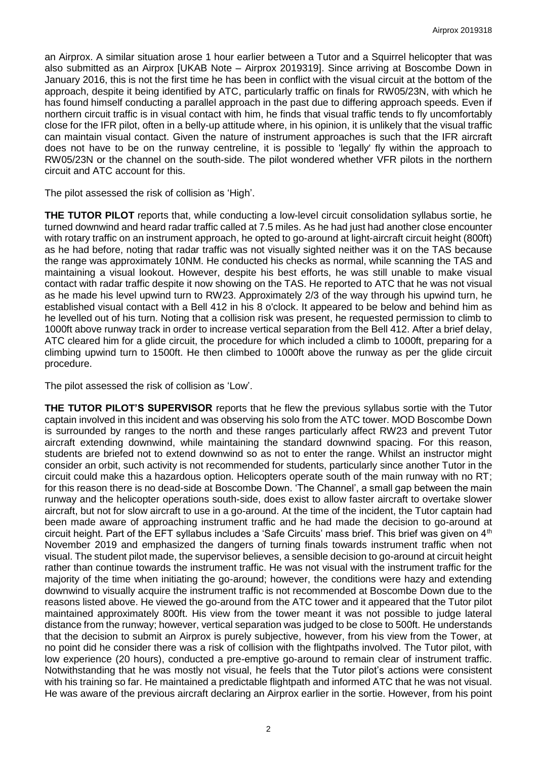an Airprox. A similar situation arose 1 hour earlier between a Tutor and a Squirrel helicopter that was also submitted as an Airprox [UKAB Note – Airprox 2019319]. Since arriving at Boscombe Down in January 2016, this is not the first time he has been in conflict with the visual circuit at the bottom of the approach, despite it being identified by ATC, particularly traffic on finals for RW05/23N, with which he has found himself conducting a parallel approach in the past due to differing approach speeds. Even if northern circuit traffic is in visual contact with him, he finds that visual traffic tends to fly uncomfortably close for the IFR pilot, often in a belly-up attitude where, in his opinion, it is unlikely that the visual traffic can maintain visual contact. Given the nature of instrument approaches is such that the IFR aircraft does not have to be on the runway centreline, it is possible to 'legally' fly within the approach to RW05/23N or the channel on the south-side. The pilot wondered whether VFR pilots in the northern circuit and ATC account for this.

The pilot assessed the risk of collision as 'High'.

**THE TUTOR PILOT** reports that, while conducting a low-level circuit consolidation syllabus sortie, he turned downwind and heard radar traffic called at 7.5 miles. As he had just had another close encounter with rotary traffic on an instrument approach, he opted to go-around at light-aircraft circuit height (800ft) as he had before, noting that radar traffic was not visually sighted neither was it on the TAS because the range was approximately 10NM. He conducted his checks as normal, while scanning the TAS and maintaining a visual lookout. However, despite his best efforts, he was still unable to make visual contact with radar traffic despite it now showing on the TAS. He reported to ATC that he was not visual as he made his level upwind turn to RW23. Approximately 2/3 of the way through his upwind turn, he established visual contact with a Bell 412 in his 8 o'clock. It appeared to be below and behind him as he levelled out of his turn. Noting that a collision risk was present, he requested permission to climb to 1000ft above runway track in order to increase vertical separation from the Bell 412. After a brief delay, ATC cleared him for a glide circuit, the procedure for which included a climb to 1000ft, preparing for a climbing upwind turn to 1500ft. He then climbed to 1000ft above the runway as per the glide circuit procedure.

The pilot assessed the risk of collision as 'Low'.

**THE TUTOR PILOT'S SUPERVISOR** reports that he flew the previous syllabus sortie with the Tutor captain involved in this incident and was observing his solo from the ATC tower. MOD Boscombe Down is surrounded by ranges to the north and these ranges particularly affect RW23 and prevent Tutor aircraft extending downwind, while maintaining the standard downwind spacing. For this reason, students are briefed not to extend downwind so as not to enter the range. Whilst an instructor might consider an orbit, such activity is not recommended for students, particularly since another Tutor in the circuit could make this a hazardous option. Helicopters operate south of the main runway with no RT; for this reason there is no dead-side at Boscombe Down. 'The Channel', a small gap between the main runway and the helicopter operations south-side, does exist to allow faster aircraft to overtake slower aircraft, but not for slow aircraft to use in a go-around. At the time of the incident, the Tutor captain had been made aware of approaching instrument traffic and he had made the decision to go-around at circuit height. Part of the EFT syllabus includes a 'Safe Circuits' mass brief. This brief was given on 4th November 2019 and emphasized the dangers of turning finals towards instrument traffic when not visual. The student pilot made, the supervisor believes, a sensible decision to go-around at circuit height rather than continue towards the instrument traffic. He was not visual with the instrument traffic for the majority of the time when initiating the go-around; however, the conditions were hazy and extending downwind to visually acquire the instrument traffic is not recommended at Boscombe Down due to the reasons listed above. He viewed the go-around from the ATC tower and it appeared that the Tutor pilot maintained approximately 800ft. His view from the tower meant it was not possible to judge lateral distance from the runway; however, vertical separation was judged to be close to 500ft. He understands that the decision to submit an Airprox is purely subjective, however, from his view from the Tower, at no point did he consider there was a risk of collision with the flightpaths involved. The Tutor pilot, with low experience (20 hours), conducted a pre-emptive go-around to remain clear of instrument traffic. Notwithstanding that he was mostly not visual, he feels that the Tutor pilot's actions were consistent with his training so far. He maintained a predictable flightpath and informed ATC that he was not visual. He was aware of the previous aircraft declaring an Airprox earlier in the sortie. However, from his point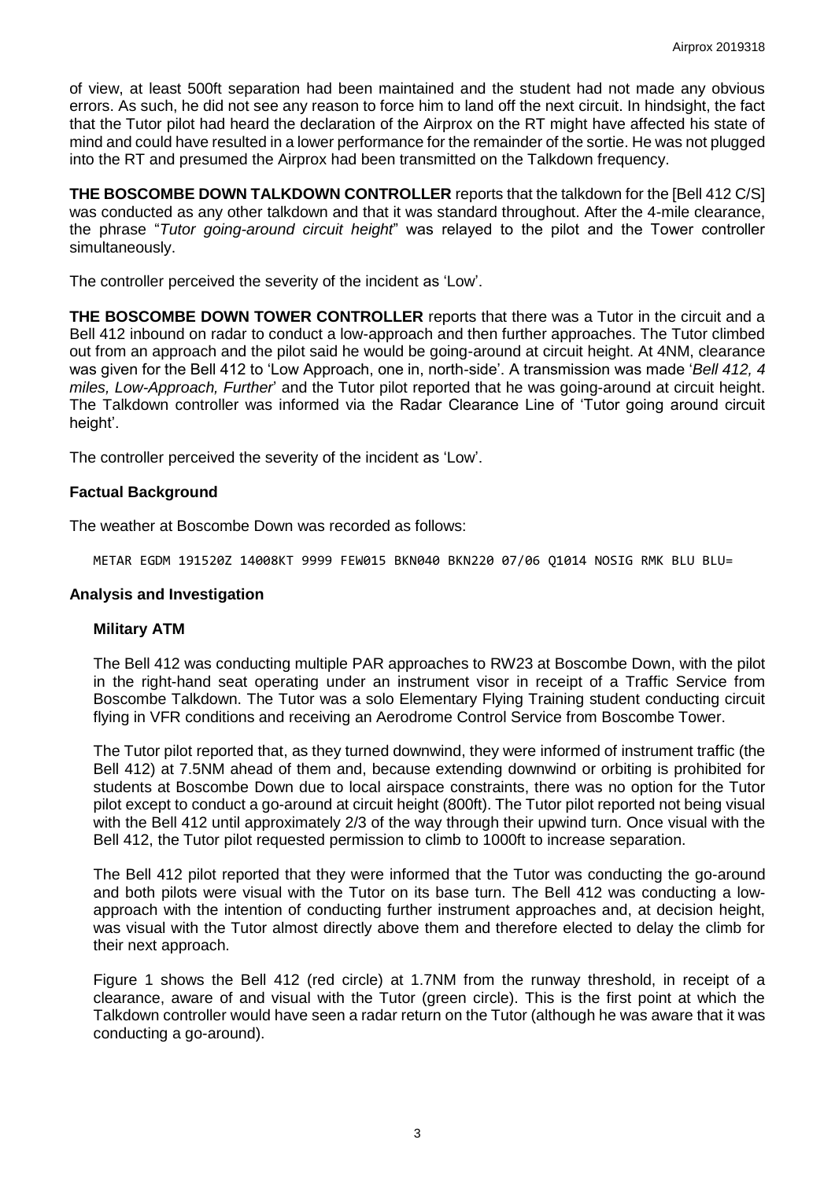of view, at least 500ft separation had been maintained and the student had not made any obvious errors. As such, he did not see any reason to force him to land off the next circuit. In hindsight, the fact that the Tutor pilot had heard the declaration of the Airprox on the RT might have affected his state of mind and could have resulted in a lower performance for the remainder of the sortie. He was not plugged into the RT and presumed the Airprox had been transmitted on the Talkdown frequency.

**THE BOSCOMBE DOWN TALKDOWN CONTROLLER** reports that the talkdown for the [Bell 412 C/S] was conducted as any other talkdown and that it was standard throughout. After the 4-mile clearance, the phrase "*Tutor going-around circuit height*" was relayed to the pilot and the Tower controller simultaneously.

The controller perceived the severity of the incident as 'Low'.

**THE BOSCOMBE DOWN TOWER CONTROLLER** reports that there was a Tutor in the circuit and a Bell 412 inbound on radar to conduct a low-approach and then further approaches. The Tutor climbed out from an approach and the pilot said he would be going-around at circuit height. At 4NM, clearance was given for the Bell 412 to 'Low Approach, one in, north-side'. A transmission was made '*Bell 412, 4 miles, Low-Approach, Further*' and the Tutor pilot reported that he was going-around at circuit height. The Talkdown controller was informed via the Radar Clearance Line of 'Tutor going around circuit height'.

The controller perceived the severity of the incident as 'Low'.

### Factual Background

The weather at Boscombe Down was recorded as follows:

```
METAR EGDM 191520Z 14008KT 9999 FEW015 BKN040 BKN220 07/06 Q1014 NOSIG RMK BLU BLU=
```

### Analysis and Investigation

#### Military ATM

The Bell 412 was conducting multiple PAR approaches to RW23 at Boscombe Down, with the pilot in the right-hand seat operating under an instrument visor in receipt of a Traffic Service from Boscombe Talkdown. The Tutor was a solo Elementary Flying Training student conducting circuit flying in VFR conditions and receiving an Aerodrome Control Service from Boscombe Tower.

The Tutor pilot reported that, as they turned downwind, they were informed of instrument traffic (the Bell 412) at 7.5NM ahead of them and, because extending downwind or orbiting is prohibited for students at Boscombe Down due to local airspace constraints, there was no option for the Tutor pilot except to conduct a go-around at circuit height (800ft). The Tutor pilot reported not being visual with the Bell 412 until approximately 2/3 of the way through their upwind turn. Once visual with the Bell 412, the Tutor pilot requested permission to climb to 1000ft to increase separation.

The Bell 412 pilot reported that they were informed that the Tutor was conducting the go-around and both pilots were visual with the Tutor on its base turn. The Bell 412 was conducting a low-approach with the intention of conducting further instrument approaches and, at decision height, was visual with the Tutor almost directly above them and therefore elected to delay the climb for their next approach.

Figure 1 shows the Bell 412 (red circle) at 1.7NM from the runway threshold, in receipt of a clearance, aware of and visual with the Tutor (green circle). This is the first point at which the Talkdown controller would have seen a radar return on the Tutor (although he was aware that it was conducting a go-around).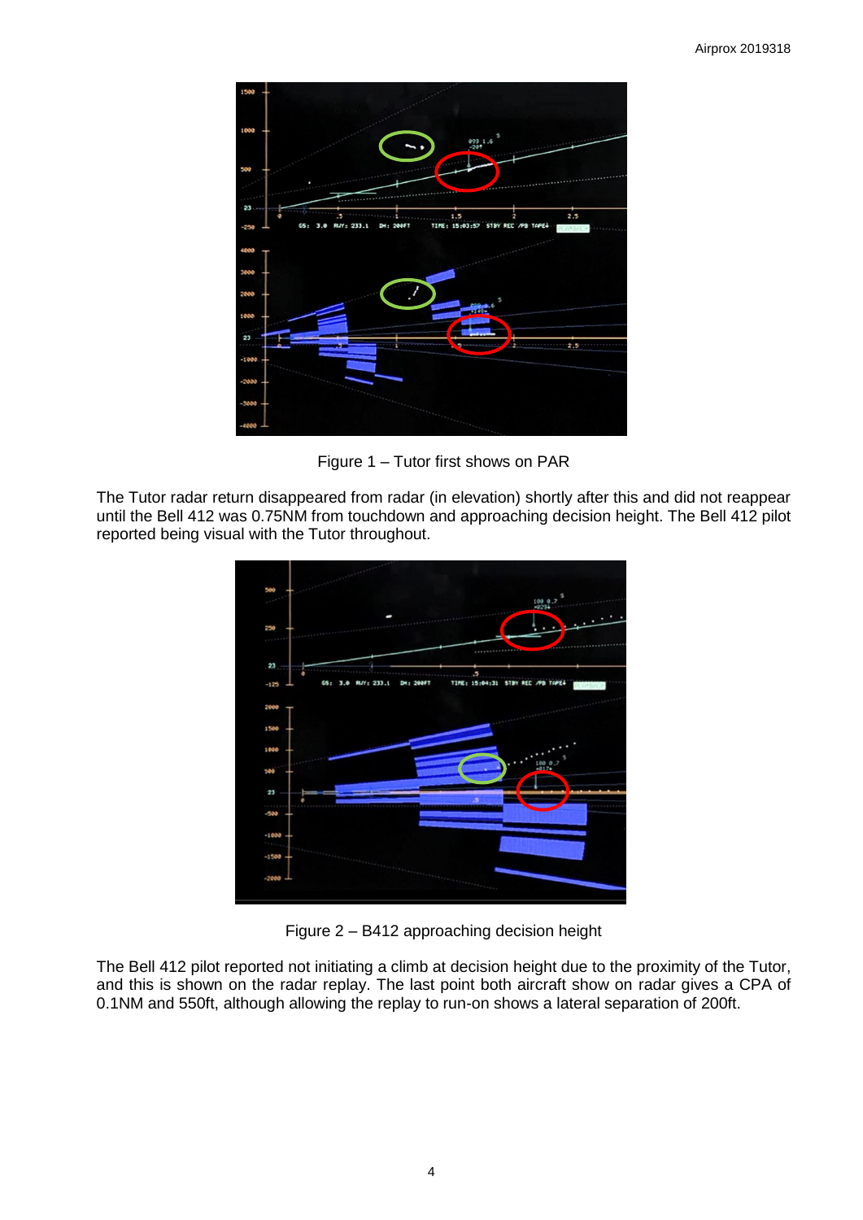Figure 1 – Tutor first shows on PAR

The Tutor radar return disappeared from radar (in elevation) shortly after this and did not reappear until the Bell 412 was 0.75NM from touchdown and approaching decision height. The Bell 412 pilot reported being visual with the Tutor throughout.

Figure 2 – B412 approaching decision height

The Bell 412 pilot reported not initiating a climb at decision height due to the proximity of the Tutor, and this is shown on the radar replay. The last point both aircraft show on radar gives a CPA of 0.1NM and 550ft, although allowing the replay to run-on shows a lateral separation of 200ft.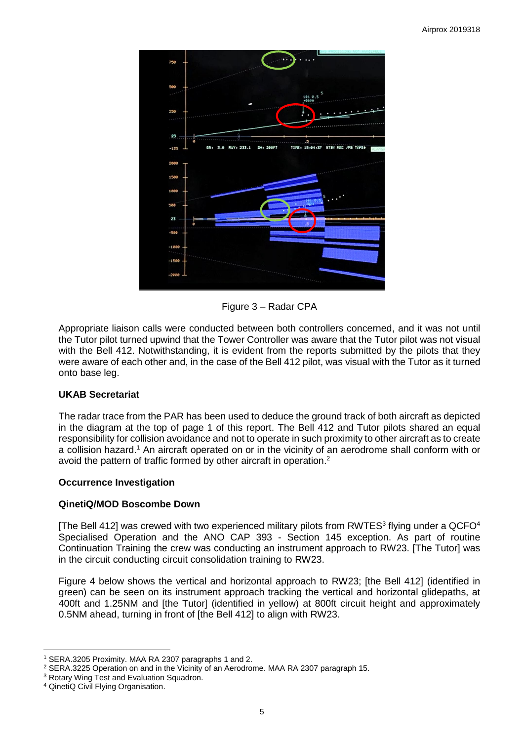Figure 3 – Radar CPA

Appropriate liaison calls were conducted between both controllers concerned, and it was not until the Tutor pilot turned upwind that the Tower Controller was aware that the Tutor pilot was not visual with the Bell 412. Notwithstanding, it is evident from the reports submitted by the pilots that they were aware of each other and, in the case of the Bell 412 pilot, was visual with the Tutor as it turned onto base leg.

**UKAB Secretariat**

The radar trace from the PAR has been used to deduce the ground track of both aircraft as depicted in the diagram at the top of page 1 of this report. The Bell 412 and Tutor pilots shared an equal responsibility for collision avoidance and not to operate in such proximity to other aircraft as to create a collision hazard.[1] An aircraft operated on or in the vicinity of an aerodrome shall conform with or avoid the pattern of traffic formed by other aircraft in operation.[2]

**Occurrence Investigation**

**QinetiQ/MOD Boscombe Down**

[The Bell 412] was crewed with two experienced military pilots from RWTES[3] flying under a QCFO[4] Specialised Operation and the ANO CAP 393 - Section 145 exception. As part of routine Continuation Training the crew was conducting an instrument approach to RW23. [The Tutor] was in the circuit conducting circuit consolidation training to RW23.

Figure 4 below shows the vertical and horizontal approach to RW23; [the Bell 412] (identified in green) can be seen on its instrument approach tracking the vertical and horizontal glidepaths, at 400ft and 1.25NM and [the Tutor] (identified in yellow) at 800ft circuit height and approximately 0.5NM ahead, turning in front of [the Bell 412] to align with RW23.

---

[1] SERA.3205 Proximity. MAA RA 2307 paragraphs 1 and 2.

[2] SERA.3225 Operation on and in the Vicinity of an Aerodrome. MAA RA 2307 paragraph 15.

[3] Rotary Wing Test and Evaluation Squadron.

[4] QinetiQ Civil Flying Organisation.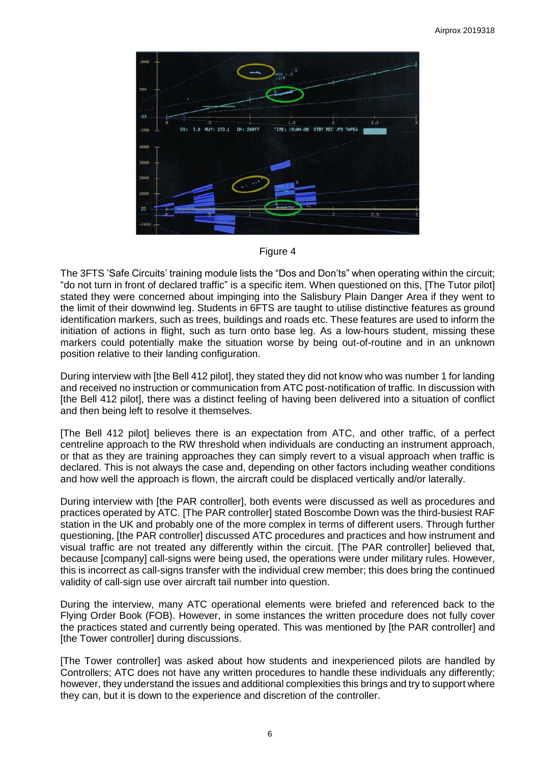Figure 4

The 3FTS 'Safe Circuits' training module lists the "Dos and Don'ts" when operating within the circuit; "do not turn in front of declared traffic" is a specific item. When questioned on this, [The Tutor pilot] stated they were concerned about impinging into the Salisbury Plain Danger Area if they went to the limit of their downwind leg. Students in 6FTS are taught to utilise distinctive features as ground identification markers, such as trees, buildings and roads etc. These features are used to inform the initiation of actions in flight, such as turn onto base leg. As a low-hours student, missing these markers could potentially make the situation worse by being out-of-routine and in an unknown position relative to their landing configuration.

During interview with [the Bell 412 pilot], they stated they did not know who was number 1 for landing and received no instruction or communication from ATC post-notification of traffic. In discussion with [the Bell 412 pilot], there was a distinct feeling of having been delivered into a situation of conflict and then being left to resolve it themselves.

[The Bell 412 pilot] believes there is an expectation from ATC, and other traffic, of a perfect centreline approach to the RW threshold when individuals are conducting an instrument approach, or that as they are training approaches they can simply revert to a visual approach when traffic is declared. This is not always the case and, depending on other factors including weather conditions and how well the approach is flown, the aircraft could be displaced vertically and/or laterally.

During interview with [the PAR controller], both events were discussed as well as procedures and practices operated by ATC. [The PAR controller] stated Boscombe Down was the third-busiest RAF station in the UK and probably one of the more complex in terms of different users. Through further questioning, [the PAR controller] discussed ATC procedures and practices and how instrument and visual traffic are not treated any differently within the circuit. [The PAR controller] believed that, because [company] call-signs were being used, the operations were under military rules. However, this is incorrect as call-signs transfer with the individual crew member; this does bring the continued validity of call-sign use over aircraft tail number into question.

During the interview, many ATC operational elements were briefed and referenced back to the Flying Order Book (FOB). However, in some instances the written procedure does not fully cover the practices stated and currently being operated. This was mentioned by [the PAR controller] and [the Tower controller] during discussions.

[The Tower controller] was asked about how students and inexperienced pilots are handled by Controllers; ATC does not have any written procedures to handle these individuals any differently; however, they understand the issues and additional complexities this brings and try to support where they can, but it is down to the experience and discretion of the controller.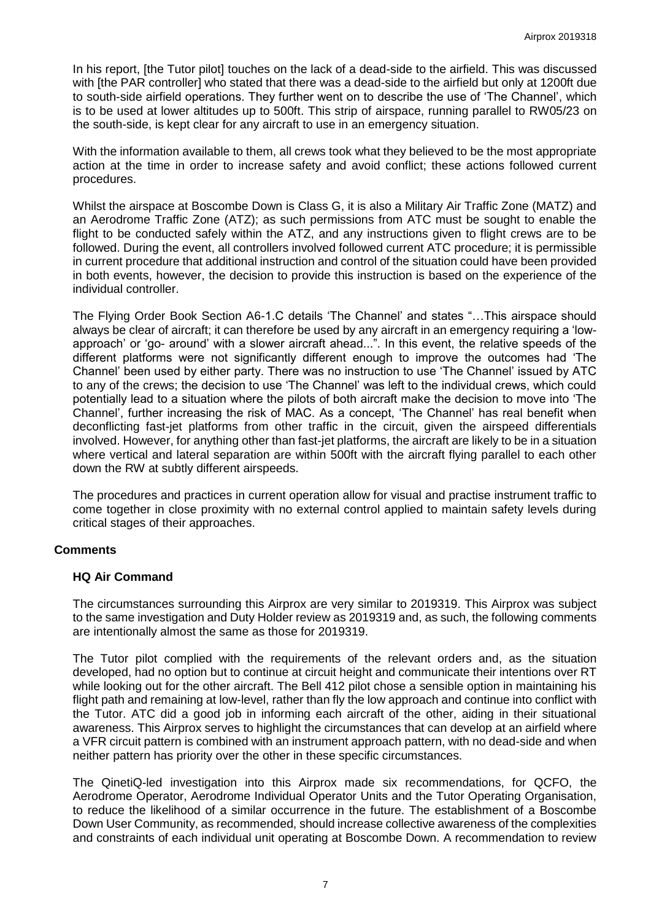In his report, [the Tutor pilot] touches on the lack of a dead-side to the airfield. This was discussed with [the PAR controller] who stated that there was a dead-side to the airfield but only at 1200ft due to south-side airfield operations. They further went on to describe the use of 'The Channel', which is to be used at lower altitudes up to 500ft. This strip of airspace, running parallel to RW05/23 on the south-side, is kept clear for any aircraft to use in an emergency situation.

With the information available to them, all crews took what they believed to be the most appropriate action at the time in order to increase safety and avoid conflict; these actions followed current procedures.

Whilst the airspace at Boscombe Down is Class G, it is also a Military Air Traffic Zone (MATZ) and an Aerodrome Traffic Zone (ATZ); as such permissions from ATC must be sought to enable the flight to be conducted safely within the ATZ, and any instructions given to flight crews are to be followed. During the event, all controllers involved followed current ATC procedure; it is permissible in current procedure that additional instruction and control of the situation could have been provided in both events, however, the decision to provide this instruction is based on the experience of the individual controller.

The Flying Order Book Section A6-1.C details 'The Channel' and states "…This airspace should always be clear of aircraft; it can therefore be used by any aircraft in an emergency requiring a 'low-approach' or 'go- around' with a slower aircraft ahead...". In this event, the relative speeds of the different platforms were not significantly different enough to improve the outcomes had 'The Channel' been used by either party. There was no instruction to use 'The Channel' issued by ATC to any of the crews; the decision to use 'The Channel' was left to the individual crews, which could potentially lead to a situation where the pilots of both aircraft make the decision to move into 'The Channel', further increasing the risk of MAC. As a concept, 'The Channel' has real benefit when deconflicting fast-jet platforms from other traffic in the circuit, given the airspeed differentials involved. However, for anything other than fast-jet platforms, the aircraft are likely to be in a situation where vertical and lateral separation are within 500ft with the aircraft flying parallel to each other down the RW at subtly different airspeeds.

The procedures and practices in current operation allow for visual and practise instrument traffic to come together in close proximity with no external control applied to maintain safety levels during critical stages of their approaches.

## Comments

### HQ Air Command

The circumstances surrounding this Airprox are very similar to 2019319. This Airprox was subject to the same investigation and Duty Holder review as 2019319 and, as such, the following comments are intentionally almost the same as those for 2019319.

The Tutor pilot complied with the requirements of the relevant orders and, as the situation developed, had no option but to continue at circuit height and communicate their intentions over RT while looking out for the other aircraft. The Bell 412 pilot chose a sensible option in maintaining his flight path and remaining at low-level, rather than fly the low approach and continue into conflict with the Tutor. ATC did a good job in informing each aircraft of the other, aiding in their situational awareness. This Airprox serves to highlight the circumstances that can develop at an airfield where a VFR circuit pattern is combined with an instrument approach pattern, with no dead-side and when neither pattern has priority over the other in these specific circumstances.

The QinetiQ-led investigation into this Airprox made six recommendations, for QCFO, the Aerodrome Operator, Aerodrome Individual Operator Units and the Tutor Operating Organisation, to reduce the likelihood of a similar occurrence in the future. The establishment of a Boscombe Down User Community, as recommended, should increase collective awareness of the complexities and constraints of each individual unit operating at Boscombe Down. A recommendation to review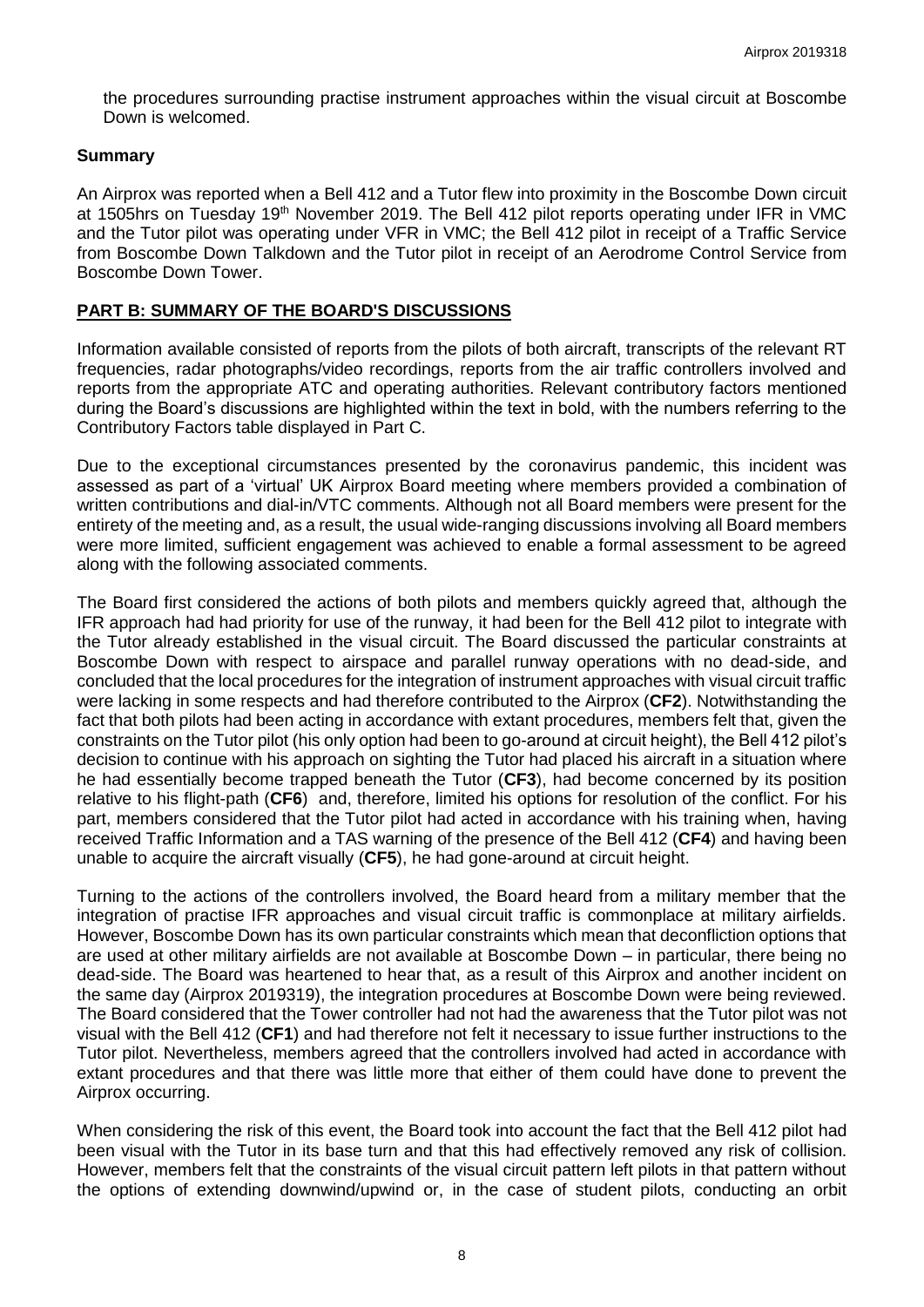the procedures surrounding practise instrument approaches within the visual circuit at Boscombe Down is welcomed.

## Summary

An Airprox was reported when a Bell 412 and a Tutor flew into proximity in the Boscombe Down circuit at 1505hrs on Tuesday 19th November 2019. The Bell 412 pilot reports operating under IFR in VMC and the Tutor pilot was operating under VFR in VMC; the Bell 412 pilot in receipt of a Traffic Service from Boscombe Down Talkdown and the Tutor pilot in receipt of an Aerodrome Control Service from Boscombe Down Tower.

## PART B: SUMMARY OF THE BOARD'S DISCUSSIONS

Information available consisted of reports from the pilots of both aircraft, transcripts of the relevant RT frequencies, radar photographs/video recordings, reports from the air traffic controllers involved and reports from the appropriate ATC and operating authorities. Relevant contributory factors mentioned during the Board's discussions are highlighted within the text in bold, with the numbers referring to the Contributory Factors table displayed in Part C.

Due to the exceptional circumstances presented by the coronavirus pandemic, this incident was assessed as part of a 'virtual' UK Airprox Board meeting where members provided a combination of written contributions and dial-in/VTC comments. Although not all Board members were present for the entirety of the meeting and, as a result, the usual wide-ranging discussions involving all Board members were more limited, sufficient engagement was achieved to enable a formal assessment to be agreed along with the following associated comments.

The Board first considered the actions of both pilots and members quickly agreed that, although the IFR approach had had priority for use of the runway, it had been for the Bell 412 pilot to integrate with the Tutor already established in the visual circuit. The Board discussed the particular constraints at Boscombe Down with respect to airspace and parallel runway operations with no dead-side, and concluded that the local procedures for the integration of instrument approaches with visual circuit traffic were lacking in some respects and had therefore contributed to the Airprox (**CF2**). Notwithstanding the fact that both pilots had been acting in accordance with extant procedures, members felt that, given the constraints on the Tutor pilot (his only option had been to go-around at circuit height), the Bell 412 pilot's decision to continue with his approach on sighting the Tutor had placed his aircraft in a situation where he had essentially become trapped beneath the Tutor (**CF3**), had become concerned by its position relative to his flight-path (**CF6**) and, therefore, limited his options for resolution of the conflict. For his part, members considered that the Tutor pilot had acted in accordance with his training when, having received Traffic Information and a TAS warning of the presence of the Bell 412 (**CF4**) and having been unable to acquire the aircraft visually (**CF5**), he had gone-around at circuit height.

Turning to the actions of the controllers involved, the Board heard from a military member that the integration of practise IFR approaches and visual circuit traffic is commonplace at military airfields. However, Boscombe Down has its own particular constraints which mean that deconfliction options that are used at other military airfields are not available at Boscombe Down – in particular, there being no dead-side. The Board was heartened to hear that, as a result of this Airprox and another incident on the same day (Airprox 2019319), the integration procedures at Boscombe Down were being reviewed. The Board considered that the Tower controller had not had the awareness that the Tutor pilot was not visual with the Bell 412 (**CF1**) and had therefore not felt it necessary to issue further instructions to the Tutor pilot. Nevertheless, members agreed that the controllers involved had acted in accordance with extant procedures and that there was little more that either of them could have done to prevent the Airprox occurring.

When considering the risk of this event, the Board took into account the fact that the Bell 412 pilot had been visual with the Tutor in its base turn and that this had effectively removed any risk of collision. However, members felt that the constraints of the visual circuit pattern left pilots in that pattern without the options of extending downwind/upwind or, in the case of student pilots, conducting an orbit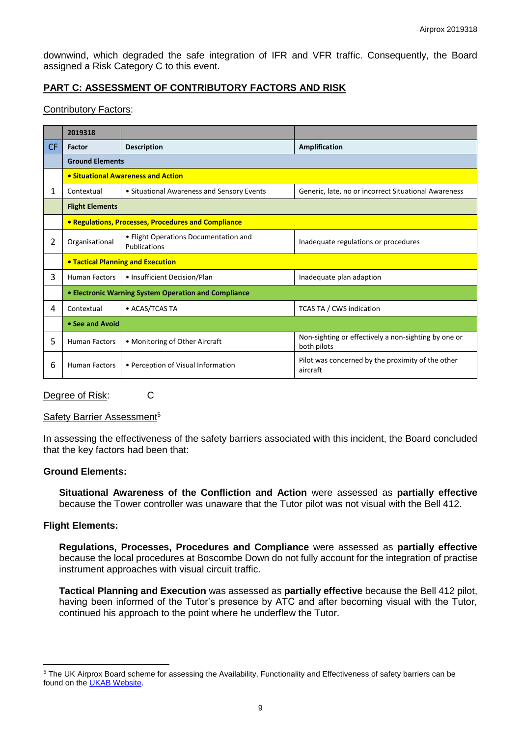downwind, which degraded the safe integration of IFR and VFR traffic. Consequently, the Board assigned a Risk Category C to this event.

## PART C: ASSESSMENT OF CONTRIBUTORY FACTORS AND RISK

Contributory Factors:

| | 2019318 | | |
|---|---|---|---|
| CF | Factor | Description | Amplification |
| | **Ground Elements** | | |
| | **• Situational Awareness and Action** | | |
| 1 | Contextual | • Situational Awareness and Sensory Events | Generic, late, no or incorrect Situational Awareness |
| | **Flight Elements** | | |
| | **• Regulations, Processes, Procedures and Compliance** | | |
| 2 | Organisational | • Flight Operations Documentation and Publications | Inadequate regulations or procedures |
| | **• Tactical Planning and Execution** | | |
| 3 | Human Factors | • Insufficient Decision/Plan | Inadequate plan adaption |
| | **• Electronic Warning System Operation and Compliance** | | |
| 4 | Contextual | • ACAS/TCAS TA | TCAS TA / CWS indication |
| | **• See and Avoid** | | |
| 5 | Human Factors | • Monitoring of Other Aircraft | Non-sighting or effectively a non-sighting by one or both pilots |
| 6 | Human Factors | • Perception of Visual Information | Pilot was concerned by the proximity of the other aircraft |

Degree of Risk: C

Safety Barrier Assessment[5]

In assessing the effectiveness of the safety barriers associated with this incident, the Board concluded that the key factors had been that:

**Ground Elements:**

**Situational Awareness of the Confliction and Action** were assessed as **partially effective** because the Tower controller was unaware that the Tutor pilot was not visual with the Bell 412.

**Flight Elements:**

**Regulations, Processes, Procedures and Compliance** were assessed as **partially effective** because the local procedures at Boscombe Down do not fully account for the integration of practise instrument approaches with visual circuit traffic.

**Tactical Planning and Execution** was assessed as **partially effective** because the Bell 412 pilot, having been informed of the Tutor's presence by ATC and after becoming visual with the Tutor, continued his approach to the point where he underflew the Tutor.

[5] The UK Airprox Board scheme for assessing the Availability, Functionality and Effectiveness of safety barriers can be found on the UKAB Website.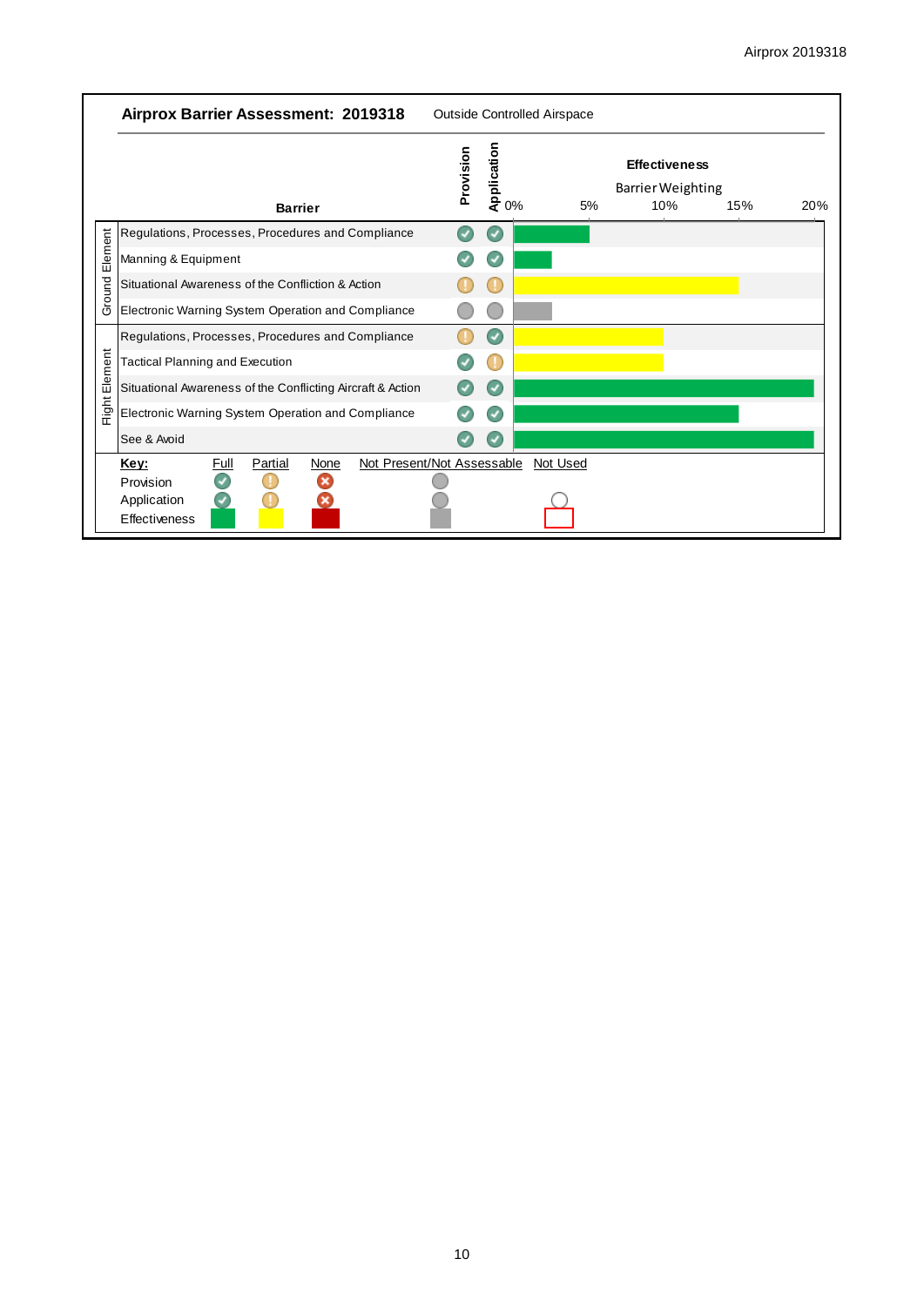**Airprox Barrier Assessment: 2019318** Outside Controlled Airspace

Barrier

Provision

Application

Effectiveness

Barrier Weighting

0% 5% 10% 15% 20%

Ground Element

Regulations, Processes, Procedures and Compliance

Manning & Equipment

Situational Awareness of the Confliction & Action

Electronic Warning System Operation and Compliance

Flight Element

Regulations, Processes, Procedures and Compliance

Tactical Planning and Execution

Situational Awareness of the Conflicting Aircraft & Action

Electronic Warning System Operation and Compliance

See & Avoid

**Key:** Full Partial None Not Present/Not Assessable Not Used

Provision

Application

Effectiveness